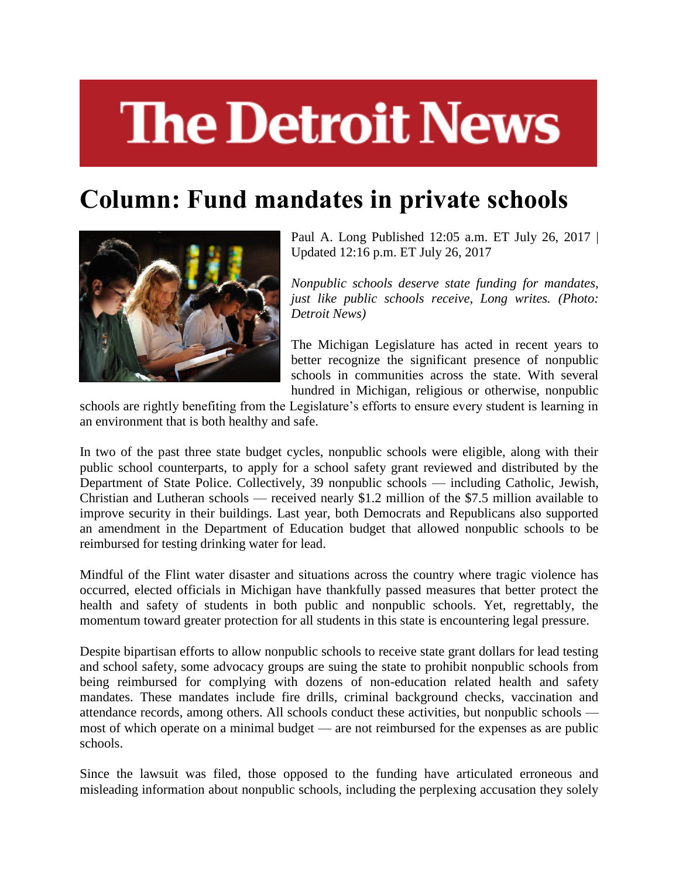# The Detroit News

# Column: Fund mandates in private schools

Paul A. Long Published 12:05 a.m. ET July 26, 2017 | Updated 12:16 p.m. ET July 26, 2017

*Nonpublic schools deserve state funding for mandates, just like public schools receive, Long writes. (Photo: Detroit News)*

The Michigan Legislature has acted in recent years to better recognize the significant presence of nonpublic schools in communities across the state. With several hundred in Michigan, religious or otherwise, nonpublic schools are rightly benefiting from the Legislature's efforts to ensure every student is learning in an environment that is both healthy and safe.

In two of the past three state budget cycles, nonpublic schools were eligible, along with their public school counterparts, to apply for a school safety grant reviewed and distributed by the Department of State Police. Collectively, 39 nonpublic schools — including Catholic, Jewish, Christian and Lutheran schools — received nearly $1.2 million of the $7.5 million available to improve security in their buildings. Last year, both Democrats and Republicans also supported an amendment in the Department of Education budget that allowed nonpublic schools to be reimbursed for testing drinking water for lead.

Mindful of the Flint water disaster and situations across the country where tragic violence has occurred, elected officials in Michigan have thankfully passed measures that better protect the health and safety of students in both public and nonpublic schools. Yet, regrettably, the momentum toward greater protection for all students in this state is encountering legal pressure.

Despite bipartisan efforts to allow nonpublic schools to receive state grant dollars for lead testing and school safety, some advocacy groups are suing the state to prohibit nonpublic schools from being reimbursed for complying with dozens of non-education related health and safety mandates. These mandates include fire drills, criminal background checks, vaccination and attendance records, among others. All schools conduct these activities, but nonpublic schools — most of which operate on a minimal budget — are not reimbursed for the expenses as are public schools.

Since the lawsuit was filed, those opposed to the funding have articulated erroneous and misleading information about nonpublic schools, including the perplexing accusation they solely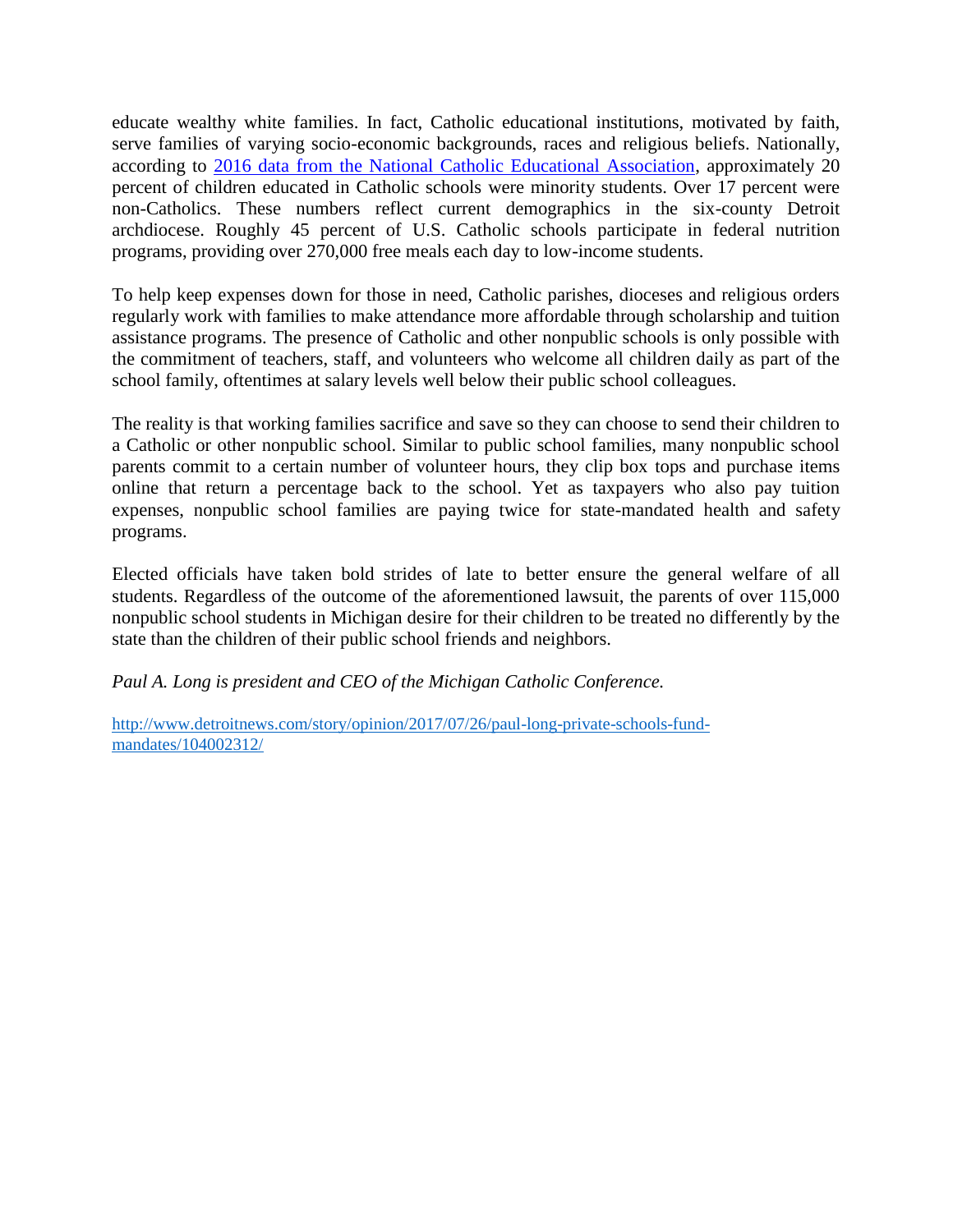educate wealthy white families. In fact, Catholic educational institutions, motivated by faith, serve families of varying socio-economic backgrounds, races and religious beliefs. Nationally, according to [2016 data from the National Catholic Educational Association](), approximately 20 percent of children educated in Catholic schools were minority students. Over 17 percent were non-Catholics. These numbers reflect current demographics in the six-county Detroit archdiocese. Roughly 45 percent of U.S. Catholic schools participate in federal nutrition programs, providing over 270,000 free meals each day to low-income students.

To help keep expenses down for those in need, Catholic parishes, dioceses and religious orders regularly work with families to make attendance more affordable through scholarship and tuition assistance programs. The presence of Catholic and other nonpublic schools is only possible with the commitment of teachers, staff, and volunteers who welcome all children daily as part of the school family, oftentimes at salary levels well below their public school colleagues.

The reality is that working families sacrifice and save so they can choose to send their children to a Catholic or other nonpublic school. Similar to public school families, many nonpublic school parents commit to a certain number of volunteer hours, they clip box tops and purchase items online that return a percentage back to the school. Yet as taxpayers who also pay tuition expenses, nonpublic school families are paying twice for state-mandated health and safety programs.

Elected officials have taken bold strides of late to better ensure the general welfare of all students. Regardless of the outcome of the aforementioned lawsuit, the parents of over 115,000 nonpublic school students in Michigan desire for their children to be treated no differently by the state than the children of their public school friends and neighbors.

*Paul A. Long is president and CEO of the Michigan Catholic Conference.*

[http://www.detroitnews.com/story/opinion/2017/07/26/paul-long-private-schools-fund-mandates/104002312/](http://www.detroitnews.com/story/opinion/2017/07/26/paul-long-private-schools-fund-mandates/104002312/)